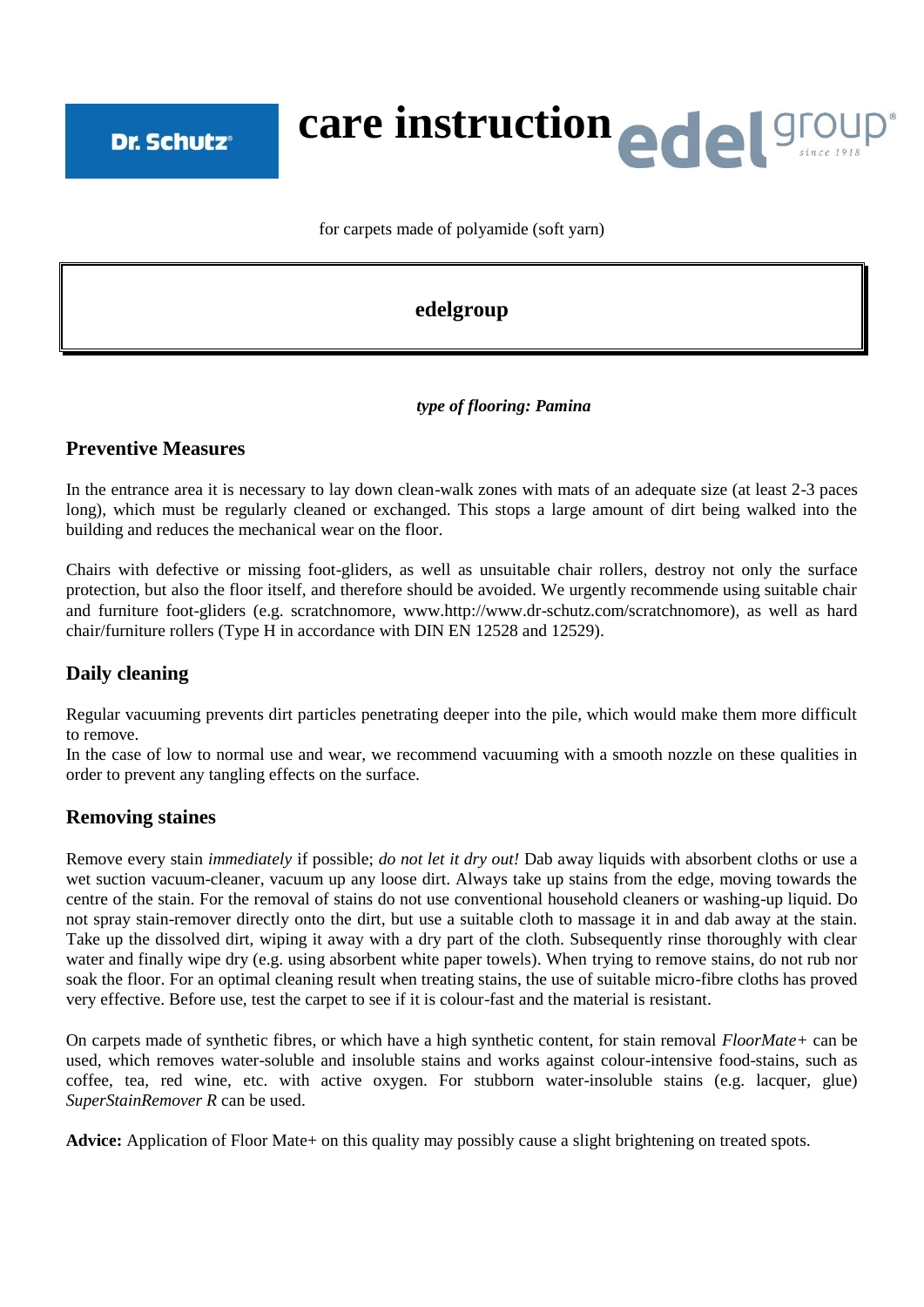Dr. Schutz

# care instruction

edel group since 1918

for carpets made of polyamide (soft yarn)

**edelgroup**

***type of flooring: Pamina***

## Preventive Measures

In the entrance area it is necessary to lay down clean-walk zones with mats of an adequate size (at least 2-3 paces long), which must be regularly cleaned or exchanged. This stops a large amount of dirt being walked into the building and reduces the mechanical wear on the floor.

Chairs with defective or missing foot-gliders, as well as unsuitable chair rollers, destroy not only the surface protection, but also the floor itself, and therefore should be avoided. We urgently recommende using suitable chair and furniture foot-gliders (e.g. scratchnomore, www.http://www.dr-schutz.com/scratchnomore), as well as hard chair/furniture rollers (Type H in accordance with DIN EN 12528 and 12529).

## Daily cleaning

Regular vacuuming prevents dirt particles penetrating deeper into the pile, which would make them more difficult to remove.
In the case of low to normal use and wear, we recommend vacuuming with a smooth nozzle on these qualities in order to prevent any tangling effects on the surface.

## Removing staines

Remove every stain *immediately* if possible; *do not let it dry out!* Dab away liquids with absorbent cloths or use a wet suction vacuum-cleaner, vacuum up any loose dirt. Always take up stains from the edge, moving towards the centre of the stain. For the removal of stains do not use conventional household cleaners or washing-up liquid. Do not spray stain-remover directly onto the dirt, but use a suitable cloth to massage it in and dab away at the stain. Take up the dissolved dirt, wiping it away with a dry part of the cloth. Subsequently rinse thoroughly with clear water and finally wipe dry (e.g. using absorbent white paper towels). When trying to remove stains, do not rub nor soak the floor. For an optimal cleaning result when treating stains, the use of suitable micro-fibre cloths has proved very effective. Before use, test the carpet to see if it is colour-fast and the material is resistant.

On carpets made of synthetic fibres, or which have a high synthetic content, for stain removal *FloorMate+* can be used, which removes water-soluble and insoluble stains and works against colour-intensive food-stains, such as coffee, tea, red wine, etc. with active oxygen. For stubborn water-insoluble stains (e.g. lacquer, glue) *SuperStainRemover R* can be used.

**Advice:** Application of Floor Mate+ on this quality may possibly cause a slight brightening on treated spots.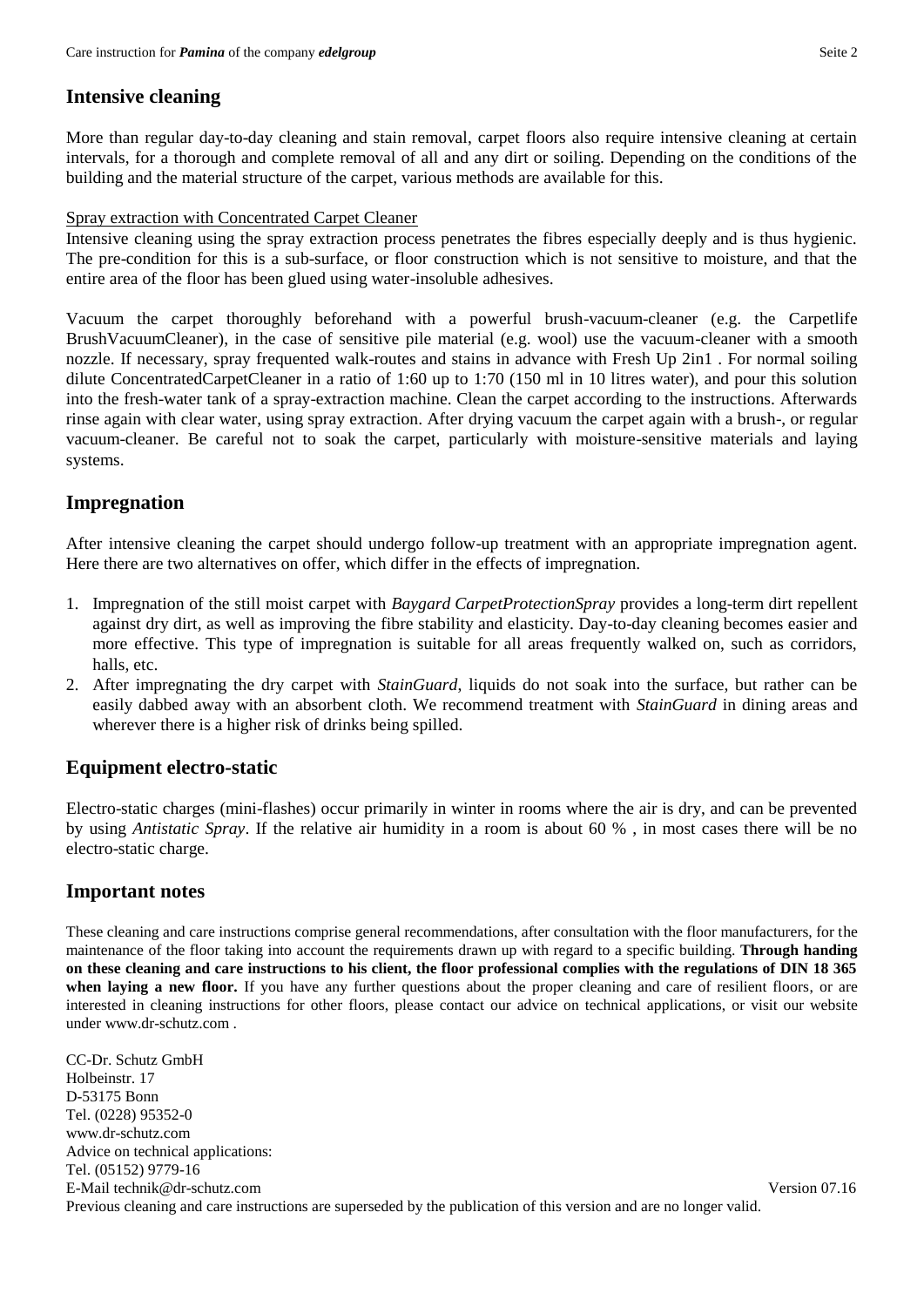## Intensive cleaning

More than regular day-to-day cleaning and stain removal, carpet floors also require intensive cleaning at certain intervals, for a thorough and complete removal of all and any dirt or soiling. Depending on the conditions of the building and the material structure of the carpet, various methods are available for this.

Spray extraction with Concentrated Carpet Cleaner

Intensive cleaning using the spray extraction process penetrates the fibres especially deeply and is thus hygienic. The pre-condition for this is a sub-surface, or floor construction which is not sensitive to moisture, and that the entire area of the floor has been glued using water-insoluble adhesives.

Vacuum the carpet thoroughly beforehand with a powerful brush-vacuum-cleaner (e.g. the Carpetlife BrushVacuumCleaner), in the case of sensitive pile material (e.g. wool) use the vacuum-cleaner with a smooth nozzle. If necessary, spray frequented walk-routes and stains in advance with Fresh Up 2in1 . For normal soiling dilute ConcentratedCarpetCleaner in a ratio of 1:60 up to 1:70 (150 ml in 10 litres water), and pour this solution into the fresh-water tank of a spray-extraction machine. Clean the carpet according to the instructions. Afterwards rinse again with clear water, using spray extraction. After drying vacuum the carpet again with a brush-, or regular vacuum-cleaner. Be careful not to soak the carpet, particularly with moisture-sensitive materials and laying systems.

## Impregnation

After intensive cleaning the carpet should undergo follow-up treatment with an appropriate impregnation agent. Here there are two alternatives on offer, which differ in the effects of impregnation.

1. Impregnation of the still moist carpet with *Baygard CarpetProtectionSpray* provides a long-term dirt repellent against dry dirt, as well as improving the fibre stability and elasticity. Day-to-day cleaning becomes easier and more effective. This type of impregnation is suitable for all areas frequently walked on, such as corridors, halls, etc.
2. After impregnating the dry carpet with *StainGuard*, liquids do not soak into the surface, but rather can be easily dabbed away with an absorbent cloth. We recommend treatment with *StainGuard* in dining areas and wherever there is a higher risk of drinks being spilled.

## Equipment electro-static

Electro-static charges (mini-flashes) occur primarily in winter in rooms where the air is dry, and can be prevented by using *Antistatic Spray*. If the relative air humidity in a room is about 60 % , in most cases there will be no electro-static charge.

## Important notes

These cleaning and care instructions comprise general recommendations, after consultation with the floor manufacturers, for the maintenance of the floor taking into account the requirements drawn up with regard to a specific building. **Through handing on these cleaning and care instructions to his client, the floor professional complies with the regulations of DIN 18 365 when laying a new floor.** If you have any further questions about the proper cleaning and care of resilient floors, or are interested in cleaning instructions for other floors, please contact our advice on technical applications, or visit our website under www.dr-schutz.com .

CC-Dr. Schutz GmbH
Holbeinstr. 17
D-53175 Bonn
Tel. (0228) 95352-0
www.dr-schutz.com
Advice on technical applications:
Tel. (05152) 9779-16
E-Mail technik@dr-schutz.com

Version 07.16

Previous cleaning and care instructions are superseded by the publication of this version and are no longer valid.